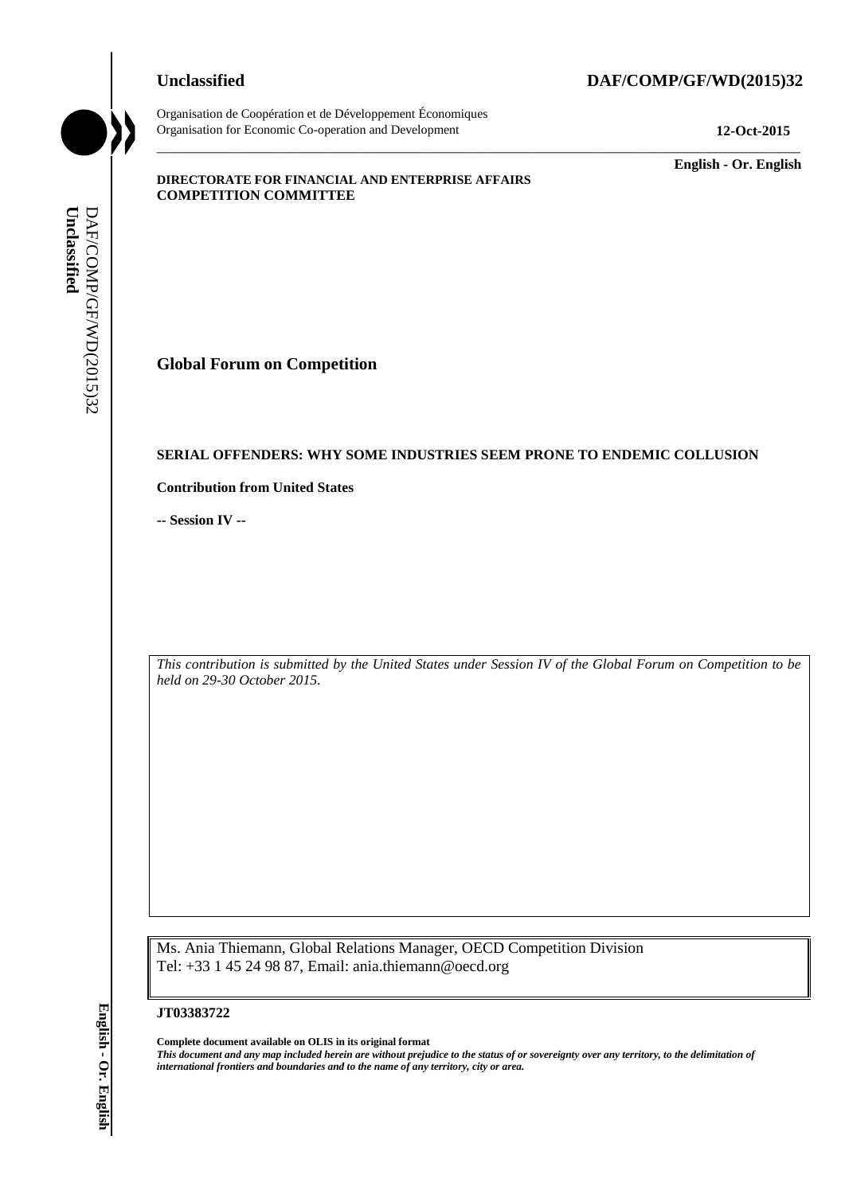**Unclassified** **DAF/COMP/GF/WD(2015)32**

Organisation de Coopération et de Développement Économiques
Organisation for Economic Co-operation and Development **12-Oct-2015**

**English - Or. English**

**DIRECTORATE FOR FINANCIAL AND ENTERPRISE AFFAIRS**
**COMPETITION COMMITTEE**

# Global Forum on Competition

## SERIAL OFFENDERS: WHY SOME INDUSTRIES SEEM PRONE TO ENDEMIC COLLUSION

**Contribution from United States**

**-- Session IV --**

*This contribution is submitted by the United States under Session IV of the Global Forum on Competition to be held on 29-30 October 2015.*

Ms. Ania Thiemann, Global Relations Manager, OECD Competition Division
Tel: +33 1 45 24 98 87, Email: ania.thiemann@oecd.org

**JT03383722**

**Complete document available on OLIS in its original format**
***This document and any map included herein are without prejudice to the status of or sovereignty over any territory, to the delimitation of international frontiers and boundaries and to the name of any territory, city or area.***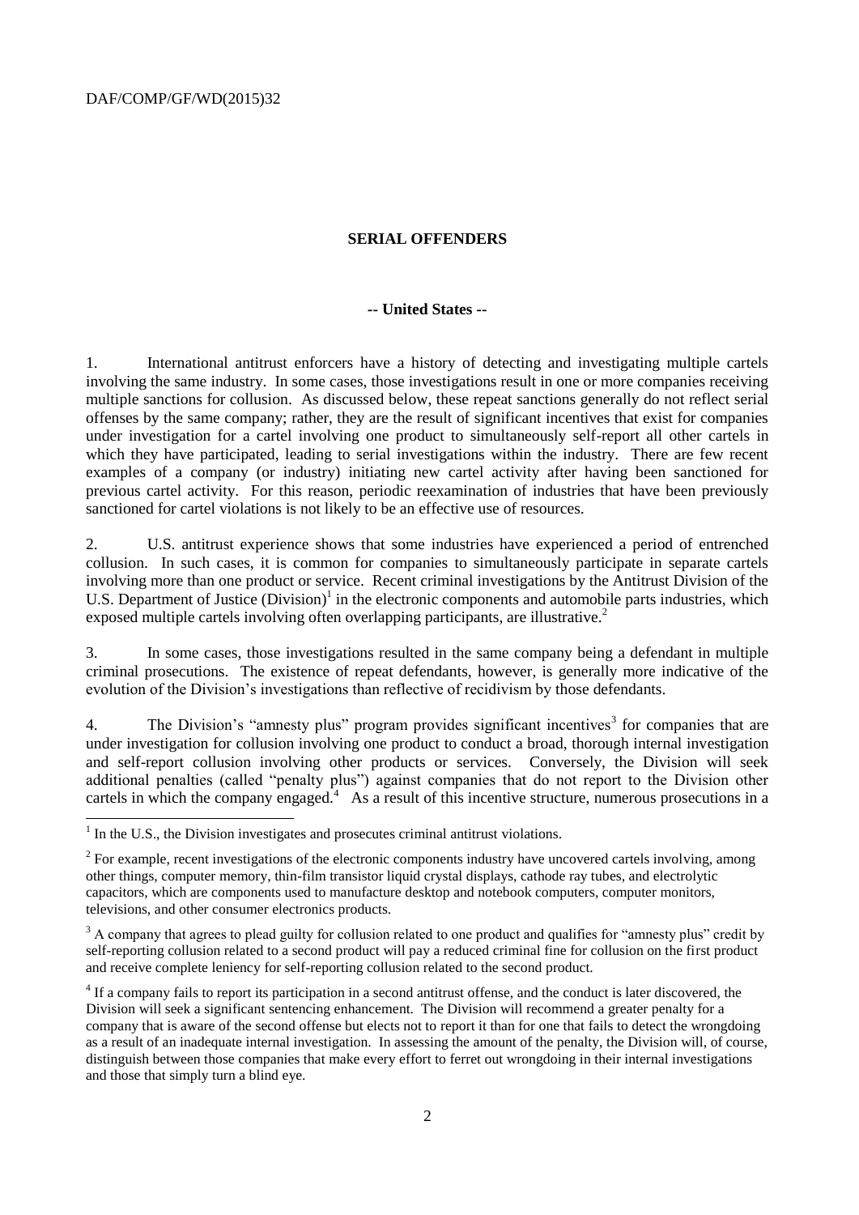## SERIAL OFFENDERS

### -- United States --

1. International antitrust enforcers have a history of detecting and investigating multiple cartels involving the same industry. In some cases, those investigations result in one or more companies receiving multiple sanctions for collusion. As discussed below, these repeat sanctions generally do not reflect serial offenses by the same company; rather, they are the result of significant incentives that exist for companies under investigation for a cartel involving one product to simultaneously self-report all other cartels in which they have participated, leading to serial investigations within the industry. There are few recent examples of a company (or industry) initiating new cartel activity after having been sanctioned for previous cartel activity. For this reason, periodic reexamination of industries that have been previously sanctioned for cartel violations is not likely to be an effective use of resources.

2. U.S. antitrust experience shows that some industries have experienced a period of entrenched collusion. In such cases, it is common for companies to simultaneously participate in separate cartels involving more than one product or service. Recent criminal investigations by the Antitrust Division of the U.S. Department of Justice (Division)[1] in the electronic components and automobile parts industries, which exposed multiple cartels involving often overlapping participants, are illustrative.[2]

3. In some cases, those investigations resulted in the same company being a defendant in multiple criminal prosecutions. The existence of repeat defendants, however, is generally more indicative of the evolution of the Division's investigations than reflective of recidivism by those defendants.

4. The Division's "amnesty plus" program provides significant incentives[3] for companies that are under investigation for collusion involving one product to conduct a broad, thorough internal investigation and self-report collusion involving other products or services. Conversely, the Division will seek additional penalties (called "penalty plus") against companies that do not report to the Division other cartels in which the company engaged.[4] As a result of this incentive structure, numerous prosecutions in a

---

[1] In the U.S., the Division investigates and prosecutes criminal antitrust violations.

[2] For example, recent investigations of the electronic components industry have uncovered cartels involving, among other things, computer memory, thin-film transistor liquid crystal displays, cathode ray tubes, and electrolytic capacitors, which are components used to manufacture desktop and notebook computers, computer monitors, televisions, and other consumer electronics products.

[3] A company that agrees to plead guilty for collusion related to one product and qualifies for "amnesty plus" credit by self-reporting collusion related to a second product will pay a reduced criminal fine for collusion on the first product and receive complete leniency for self-reporting collusion related to the second product.

[4] If a company fails to report its participation in a second antitrust offense, and the conduct is later discovered, the Division will seek a significant sentencing enhancement. The Division will recommend a greater penalty for a company that is aware of the second offense but elects not to report it than for one that fails to detect the wrongdoing as a result of an inadequate internal investigation. In assessing the amount of the penalty, the Division will, of course, distinguish between those companies that make every effort to ferret out wrongdoing in their internal investigations and those that simply turn a blind eye.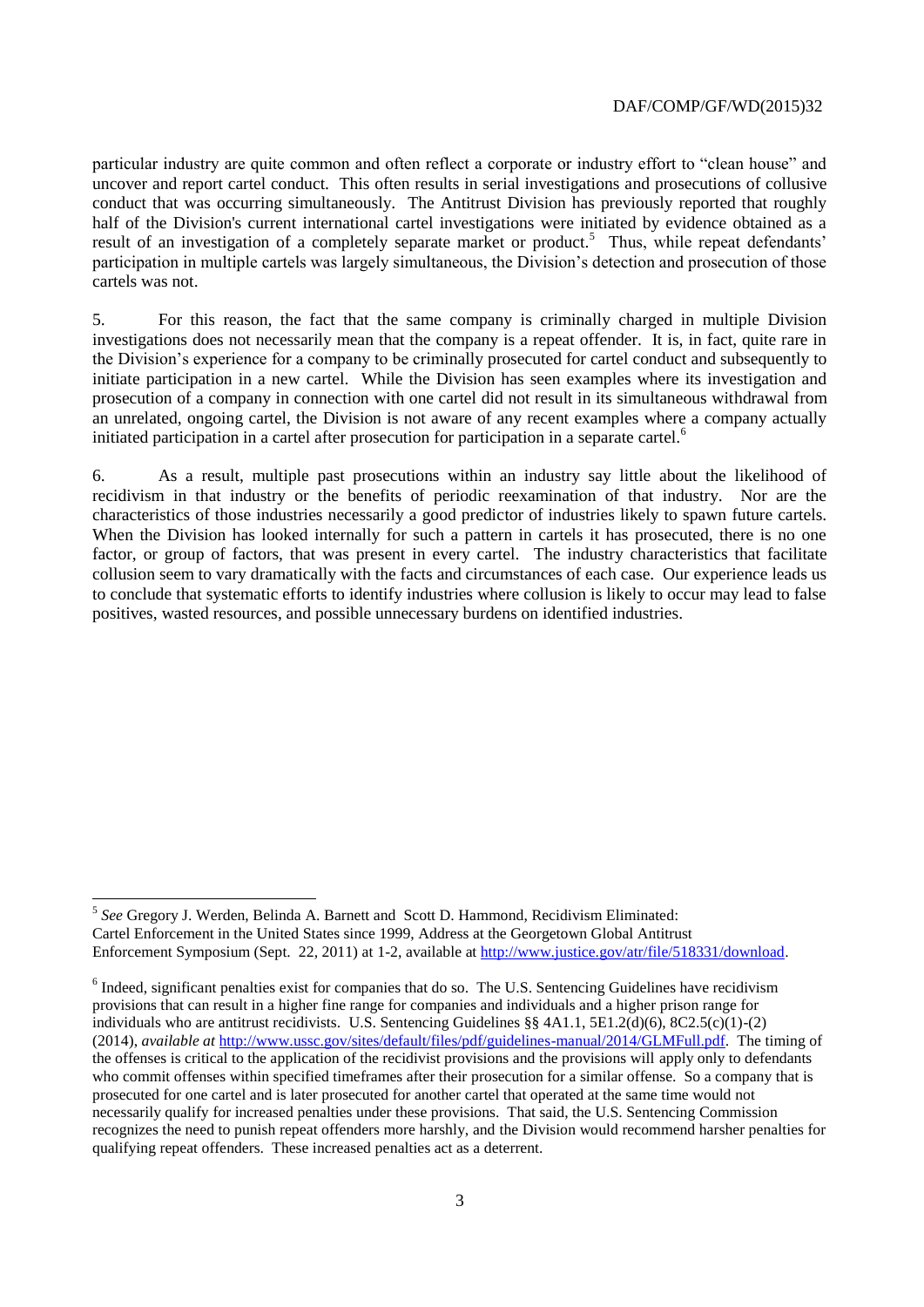particular industry are quite common and often reflect a corporate or industry effort to "clean house" and uncover and report cartel conduct. This often results in serial investigations and prosecutions of collusive conduct that was occurring simultaneously. The Antitrust Division has previously reported that roughly half of the Division's current international cartel investigations were initiated by evidence obtained as a result of an investigation of a completely separate market or product.[5] Thus, while repeat defendants' participation in multiple cartels was largely simultaneous, the Division's detection and prosecution of those cartels was not.

5. For this reason, the fact that the same company is criminally charged in multiple Division investigations does not necessarily mean that the company is a repeat offender. It is, in fact, quite rare in the Division's experience for a company to be criminally prosecuted for cartel conduct and subsequently to initiate participation in a new cartel. While the Division has seen examples where its investigation and prosecution of a company in connection with one cartel did not result in its simultaneous withdrawal from an unrelated, ongoing cartel, the Division is not aware of any recent examples where a company actually initiated participation in a cartel after prosecution for participation in a separate cartel.[6]

6. As a result, multiple past prosecutions within an industry say little about the likelihood of recidivism in that industry or the benefits of periodic reexamination of that industry. Nor are the characteristics of those industries necessarily a good predictor of industries likely to spawn future cartels. When the Division has looked internally for such a pattern in cartels it has prosecuted, there is no one factor, or group of factors, that was present in every cartel. The industry characteristics that facilitate collusion seem to vary dramatically with the facts and circumstances of each case. Our experience leads us to conclude that systematic efforts to identify industries where collusion is likely to occur may lead to false positives, wasted resources, and possible unnecessary burdens on identified industries.

---

[5] *See* Gregory J. Werden, Belinda A. Barnett and Scott D. Hammond, Recidivism Eliminated: Cartel Enforcement in the United States since 1999, Address at the Georgetown Global Antitrust Enforcement Symposium (Sept. 22, 2011) at 1-2, available at http://www.justice.gov/atr/file/518331/download.

[6] Indeed, significant penalties exist for companies that do so. The U.S. Sentencing Guidelines have recidivism provisions that can result in a higher fine range for companies and individuals and a higher prison range for individuals who are antitrust recidivists. U.S. Sentencing Guidelines §§ 4A1.1, 5E1.2(d)(6), 8C2.5(c)(1)-(2) (2014), *available at* http://www.ussc.gov/sites/default/files/pdf/guidelines-manual/2014/GLMFull.pdf. The timing of the offenses is critical to the application of the recidivist provisions and the provisions will apply only to defendants who commit offenses within specified timeframes after their prosecution for a similar offense. So a company that is prosecuted for one cartel and is later prosecuted for another cartel that operated at the same time would not necessarily qualify for increased penalties under these provisions. That said, the U.S. Sentencing Commission recognizes the need to punish repeat offenders more harshly, and the Division would recommend harsher penalties for qualifying repeat offenders. These increased penalties act as a deterrent.